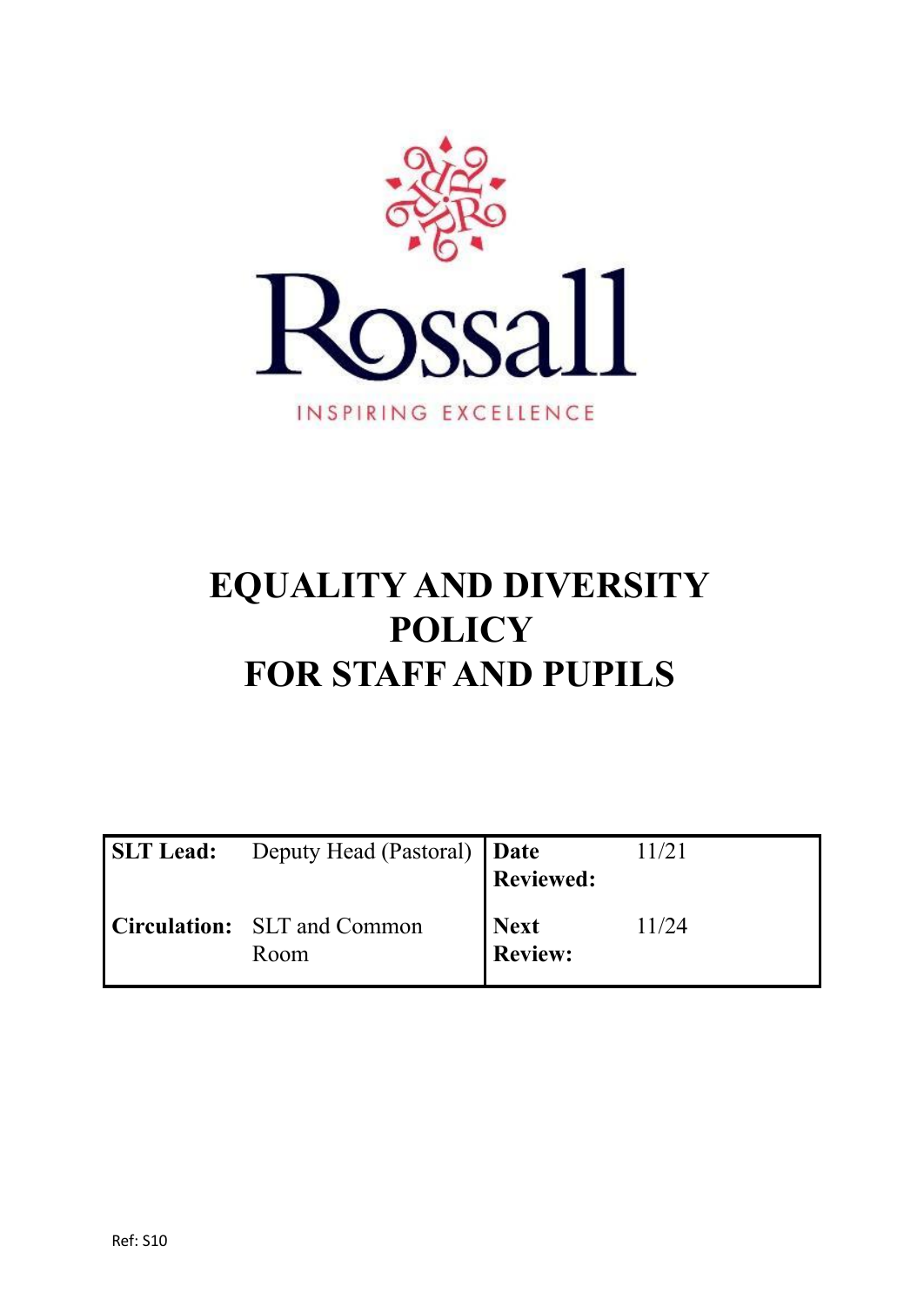Rossall

INSPIRING EXCELLENCE

# EQUALITY AND DIVERSITY POLICY FOR STAFF AND PUPILS

| **SLT Lead:** | Deputy Head (Pastoral) | **Date Reviewed:** | 11/21 |
|---|---|---|---|
| **Circulation:** | SLT and Common Room | **Next Review:** | 11/24 |

Ref: S10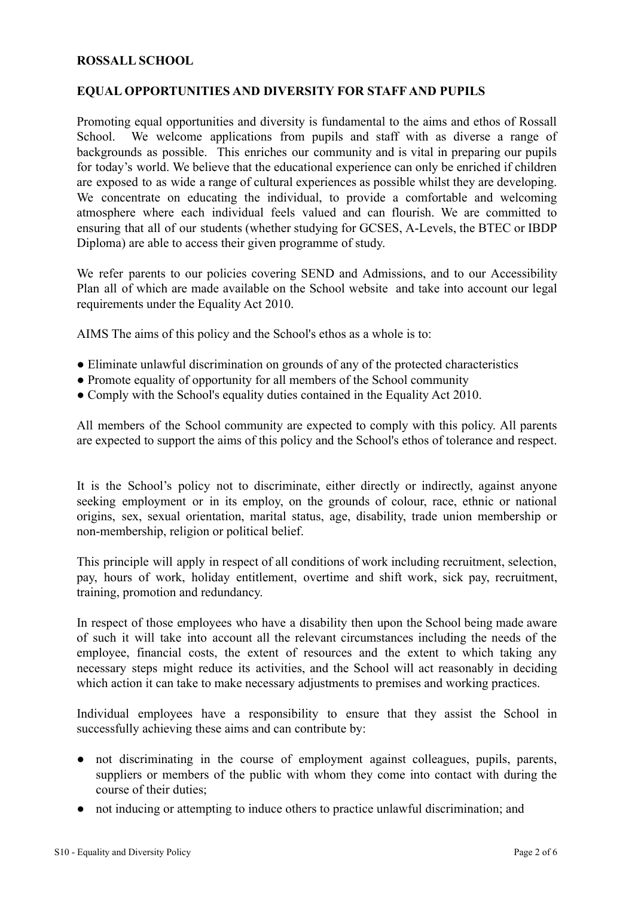**ROSSALL SCHOOL**

**EQUAL OPPORTUNITIES AND DIVERSITY FOR STAFF AND PUPILS**

Promoting equal opportunities and diversity is fundamental to the aims and ethos of Rossall School. We welcome applications from pupils and staff with as diverse a range of backgrounds as possible. This enriches our community and is vital in preparing our pupils for today's world. We believe that the educational experience can only be enriched if children are exposed to as wide a range of cultural experiences as possible whilst they are developing. We concentrate on educating the individual, to provide a comfortable and welcoming atmosphere where each individual feels valued and can flourish. We are committed to ensuring that all of our students (whether studying for GCSES, A-Levels, the BTEC or IBDP Diploma) are able to access their given programme of study.

We refer parents to our policies covering SEND and Admissions, and to our Accessibility Plan all of which are made available on the School website and take into account our legal requirements under the Equality Act 2010.

AIMS The aims of this policy and the School's ethos as a whole is to:

- Eliminate unlawful discrimination on grounds of any of the protected characteristics
- Promote equality of opportunity for all members of the School community
- Comply with the School's equality duties contained in the Equality Act 2010.

All members of the School community are expected to comply with this policy. All parents are expected to support the aims of this policy and the School's ethos of tolerance and respect.

It is the School's policy not to discriminate, either directly or indirectly, against anyone seeking employment or in its employ, on the grounds of colour, race, ethnic or national origins, sex, sexual orientation, marital status, age, disability, trade union membership or non-membership, religion or political belief.

This principle will apply in respect of all conditions of work including recruitment, selection, pay, hours of work, holiday entitlement, overtime and shift work, sick pay, recruitment, training, promotion and redundancy.

In respect of those employees who have a disability then upon the School being made aware of such it will take into account all the relevant circumstances including the needs of the employee, financial costs, the extent of resources and the extent to which taking any necessary steps might reduce its activities, and the School will act reasonably in deciding which action it can take to make necessary adjustments to premises and working practices.

Individual employees have a responsibility to ensure that they assist the School in successfully achieving these aims and can contribute by:

- not discriminating in the course of employment against colleagues, pupils, parents, suppliers or members of the public with whom they come into contact with during the course of their duties;
- not inducing or attempting to induce others to practice unlawful discrimination; and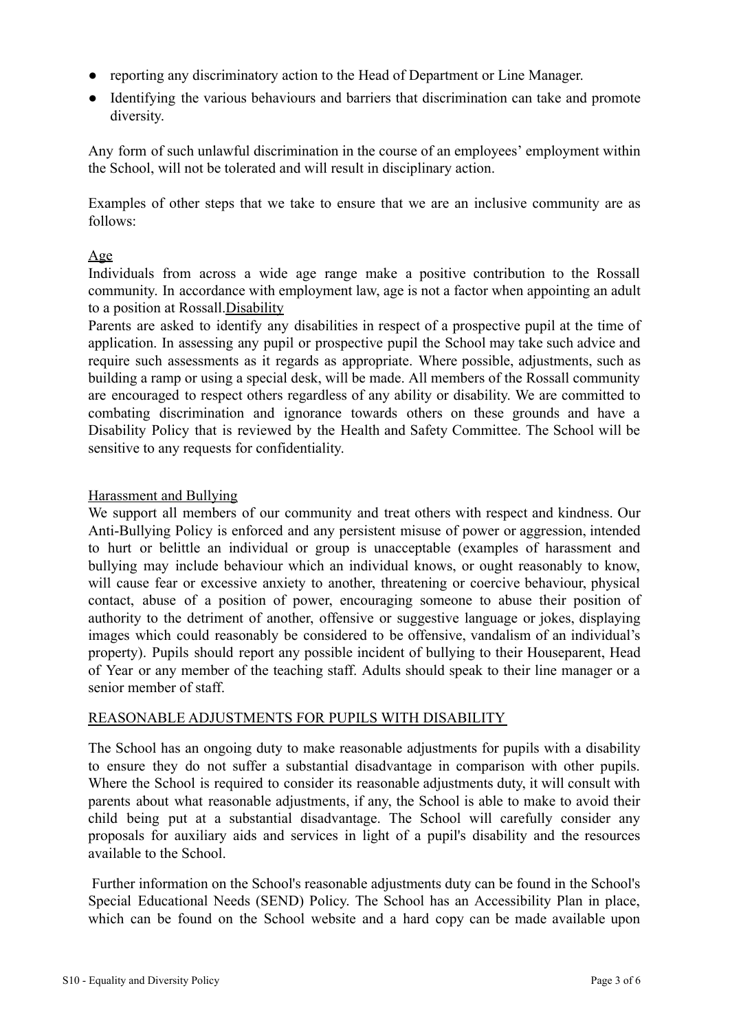- reporting any discriminatory action to the Head of Department or Line Manager.
- Identifying the various behaviours and barriers that discrimination can take and promote diversity.

Any form of such unlawful discrimination in the course of an employees' employment within the School, will not be tolerated and will result in disciplinary action.

Examples of other steps that we take to ensure that we are an inclusive community are as follows:

<u>Age</u>

Individuals from across a wide age range make a positive contribution to the Rossall community. In accordance with employment law, age is not a factor when appointing an adult to a position at Rossall.

<u>Disability</u>

Parents are asked to identify any disabilities in respect of a prospective pupil at the time of application. In assessing any pupil or prospective pupil the School may take such advice and require such assessments as it regards as appropriate. Where possible, adjustments, such as building a ramp or using a special desk, will be made. All members of the Rossall community are encouraged to respect others regardless of any ability or disability. We are committed to combating discrimination and ignorance towards others on these grounds and have a Disability Policy that is reviewed by the Health and Safety Committee. The School will be sensitive to any requests for confidentiality.

<u>Harassment and Bullying</u>

We support all members of our community and treat others with respect and kindness. Our Anti-Bullying Policy is enforced and any persistent misuse of power or aggression, intended to hurt or belittle an individual or group is unacceptable (examples of harassment and bullying may include behaviour which an individual knows, or ought reasonably to know, will cause fear or excessive anxiety to another, threatening or coercive behaviour, physical contact, abuse of a position of power, encouraging someone to abuse their position of authority to the detriment of another, offensive or suggestive language or jokes, displaying images which could reasonably be considered to be offensive, vandalism of an individual's property). Pupils should report any possible incident of bullying to their Houseparent, Head of Year or any member of the teaching staff. Adults should speak to their line manager or a senior member of staff.

## <u>REASONABLE ADJUSTMENTS FOR PUPILS WITH DISABILITY</u>

The School has an ongoing duty to make reasonable adjustments for pupils with a disability to ensure they do not suffer a substantial disadvantage in comparison with other pupils. Where the School is required to consider its reasonable adjustments duty, it will consult with parents about what reasonable adjustments, if any, the School is able to make to avoid their child being put at a substantial disadvantage. The School will carefully consider any proposals for auxiliary aids and services in light of a pupil's disability and the resources available to the School.

Further information on the School's reasonable adjustments duty can be found in the School's Special Educational Needs (SEND) Policy. The School has an Accessibility Plan in place, which can be found on the School website and a hard copy can be made available upon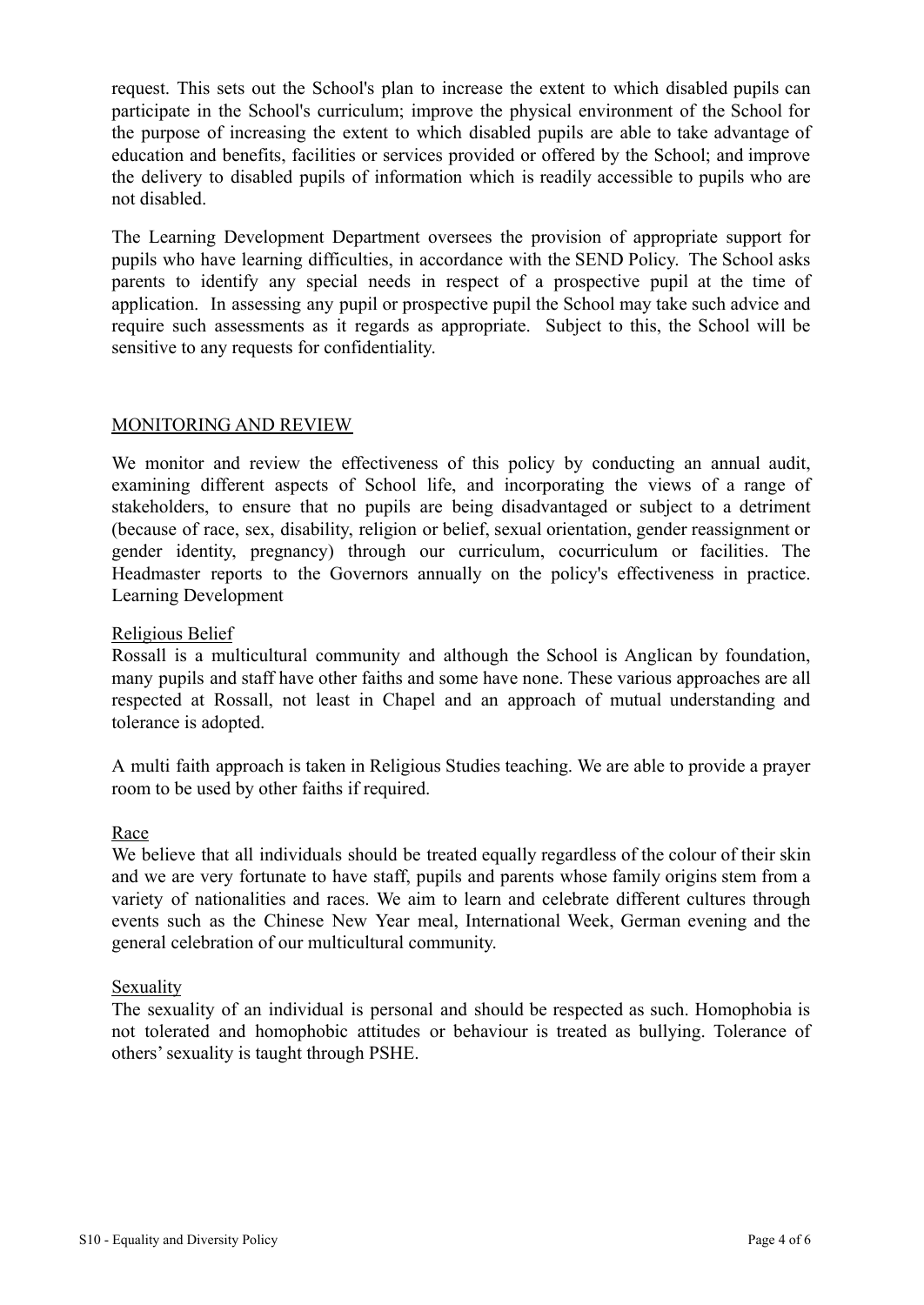request. This sets out the School's plan to increase the extent to which disabled pupils can participate in the School's curriculum; improve the physical environment of the School for the purpose of increasing the extent to which disabled pupils are able to take advantage of education and benefits, facilities or services provided or offered by the School; and improve the delivery to disabled pupils of information which is readily accessible to pupils who are not disabled.

The Learning Development Department oversees the provision of appropriate support for pupils who have learning difficulties, in accordance with the SEND Policy. The School asks parents to identify any special needs in respect of a prospective pupil at the time of application. In assessing any pupil or prospective pupil the School may take such advice and require such assessments as it regards as appropriate. Subject to this, the School will be sensitive to any requests for confidentiality.

## MONITORING AND REVIEW

We monitor and review the effectiveness of this policy by conducting an annual audit, examining different aspects of School life, and incorporating the views of a range of stakeholders, to ensure that no pupils are being disadvantaged or subject to a detriment (because of race, sex, disability, religion or belief, sexual orientation, gender reassignment or gender identity, pregnancy) through our curriculum, cocurriculum or facilities. The Headmaster reports to the Governors annually on the policy's effectiveness in practice. Learning Development

### Religious Belief

Rossall is a multicultural community and although the School is Anglican by foundation, many pupils and staff have other faiths and some have none. These various approaches are all respected at Rossall, not least in Chapel and an approach of mutual understanding and tolerance is adopted.

A multi faith approach is taken in Religious Studies teaching. We are able to provide a prayer room to be used by other faiths if required.

### Race

We believe that all individuals should be treated equally regardless of the colour of their skin and we are very fortunate to have staff, pupils and parents whose family origins stem from a variety of nationalities and races. We aim to learn and celebrate different cultures through events such as the Chinese New Year meal, International Week, German evening and the general celebration of our multicultural community.

### Sexuality

The sexuality of an individual is personal and should be respected as such. Homophobia is not tolerated and homophobic attitudes or behaviour is treated as bullying. Tolerance of others' sexuality is taught through PSHE.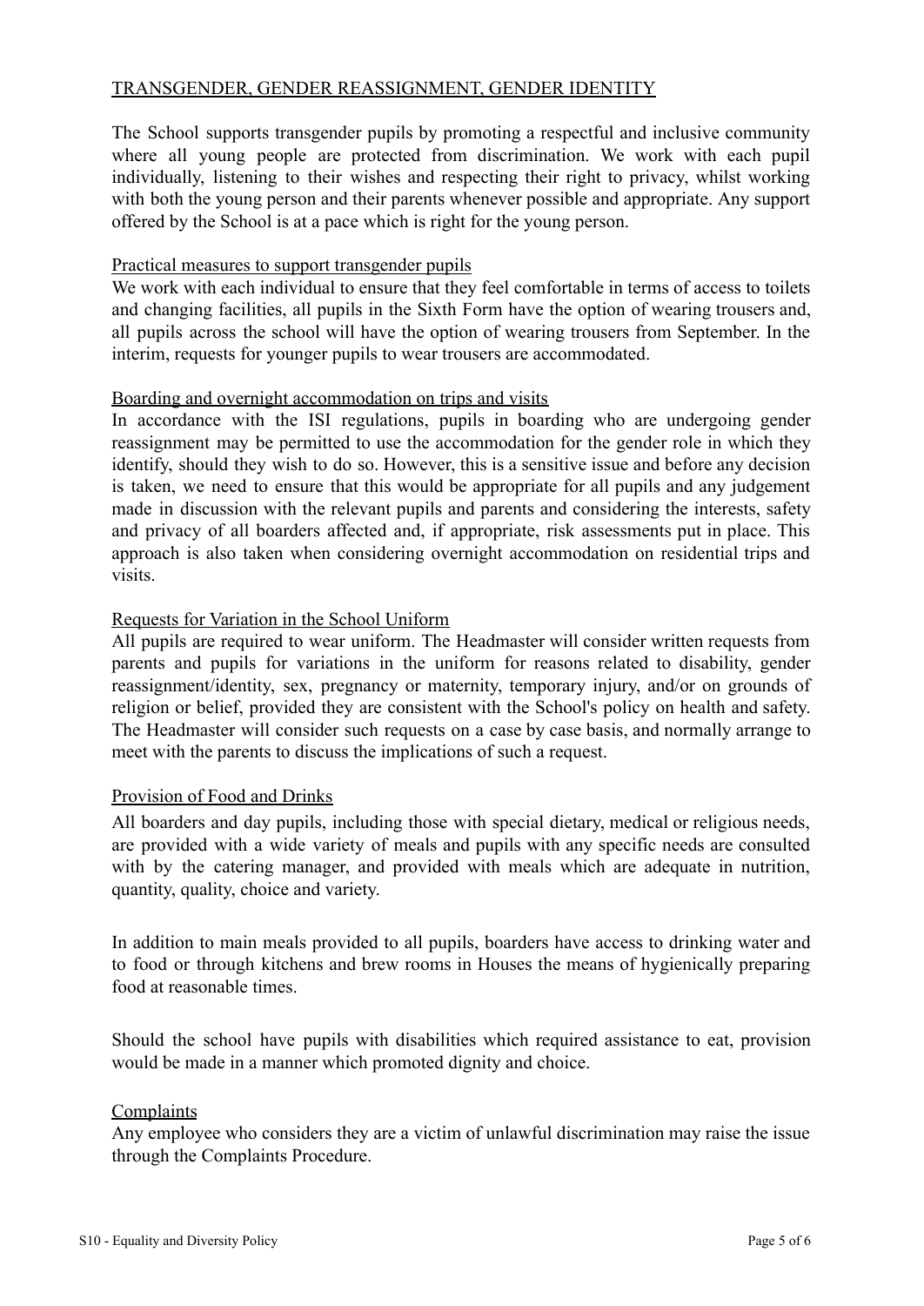## TRANSGENDER, GENDER REASSIGNMENT, GENDER IDENTITY

The School supports transgender pupils by promoting a respectful and inclusive community where all young people are protected from discrimination. We work with each pupil individually, listening to their wishes and respecting their right to privacy, whilst working with both the young person and their parents whenever possible and appropriate. Any support offered by the School is at a pace which is right for the young person.

### Practical measures to support transgender pupils

We work with each individual to ensure that they feel comfortable in terms of access to toilets and changing facilities, all pupils in the Sixth Form have the option of wearing trousers and, all pupils across the school will have the option of wearing trousers from September. In the interim, requests for younger pupils to wear trousers are accommodated.

### Boarding and overnight accommodation on trips and visits

In accordance with the ISI regulations, pupils in boarding who are undergoing gender reassignment may be permitted to use the accommodation for the gender role in which they identify, should they wish to do so. However, this is a sensitive issue and before any decision is taken, we need to ensure that this would be appropriate for all pupils and any judgement made in discussion with the relevant pupils and parents and considering the interests, safety and privacy of all boarders affected and, if appropriate, risk assessments put in place. This approach is also taken when considering overnight accommodation on residential trips and visits.

### Requests for Variation in the School Uniform

All pupils are required to wear uniform. The Headmaster will consider written requests from parents and pupils for variations in the uniform for reasons related to disability, gender reassignment/identity, sex, pregnancy or maternity, temporary injury, and/or on grounds of religion or belief, provided they are consistent with the School's policy on health and safety. The Headmaster will consider such requests on a case by case basis, and normally arrange to meet with the parents to discuss the implications of such a request.

### Provision of Food and Drinks

All boarders and day pupils, including those with special dietary, medical or religious needs, are provided with a wide variety of meals and pupils with any specific needs are consulted with by the catering manager, and provided with meals which are adequate in nutrition, quantity, quality, choice and variety.

In addition to main meals provided to all pupils, boarders have access to drinking water and to food or through kitchens and brew rooms in Houses the means of hygienically preparing food at reasonable times.

Should the school have pupils with disabilities which required assistance to eat, provision would be made in a manner which promoted dignity and choice.

### Complaints

Any employee who considers they are a victim of unlawful discrimination may raise the issue through the Complaints Procedure.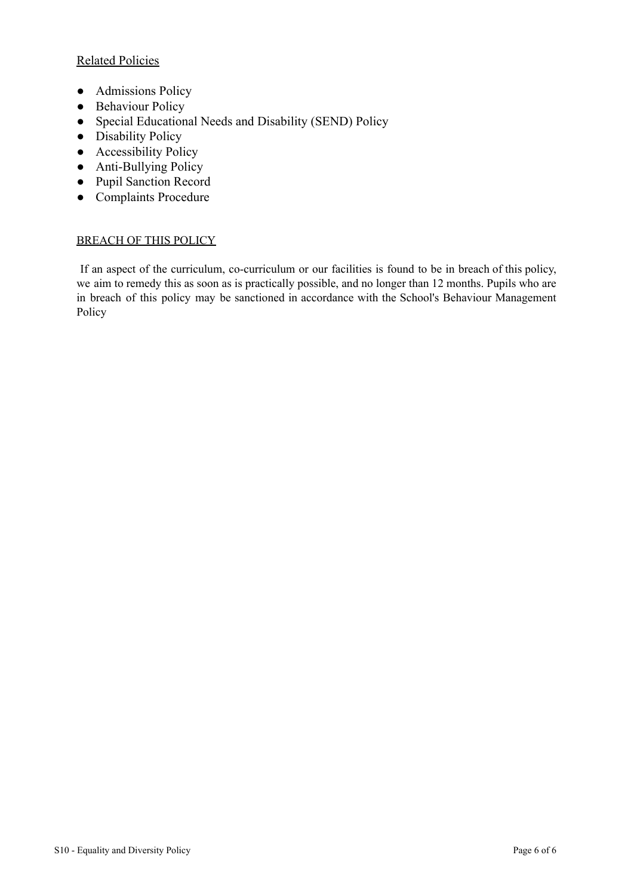## Related Policies

- Admissions Policy
- Behaviour Policy
- Special Educational Needs and Disability (SEND) Policy
- Disability Policy
- Accessibility Policy
- Anti-Bullying Policy
- Pupil Sanction Record
- Complaints Procedure

## BREACH OF THIS POLICY

If an aspect of the curriculum, co-curriculum or our facilities is found to be in breach of this policy, we aim to remedy this as soon as is practically possible, and no longer than 12 months. Pupils who are in breach of this policy may be sanctioned in accordance with the School's Behaviour Management Policy